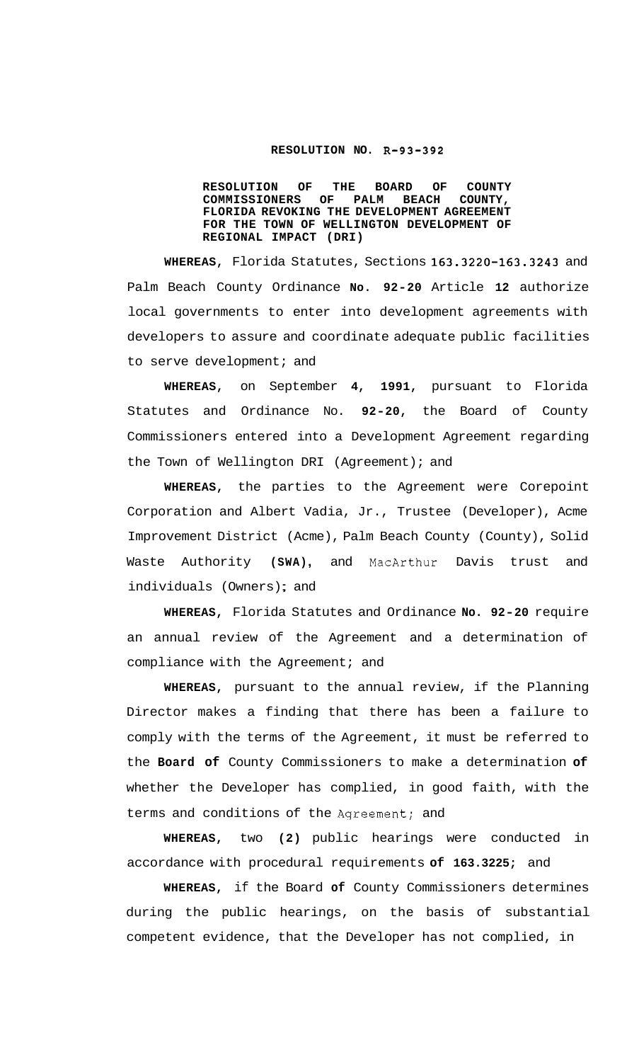# RESOLUTION NO. R-93-392

**RESOLUTION OF THE BOARD OF COUNTY COMMISSIONERS OF PALM BEACH COUNTY, FLORIDA REVOKING THE DEVELOPMENT AGREEMENT FOR THE TOWN OF WELLINGTON DEVELOPMENT OF REGIONAL IMPACT (DRI)**

**WHEREAS**, Florida Statutes, Sections 163.3220-163.3243 and Palm Beach County Ordinance **No. 92-20** Article **12** authorize local governments to enter into development agreements with developers to assure and coordinate adequate public facilities to serve development; and

**WHEREAS**, on September **4, 1991**, pursuant to Florida Statutes and Ordinance No. **92-20**, the Board of County Commissioners entered into a Development Agreement regarding the Town of Wellington DRI (Agreement); and

**WHEREAS**, the parties to the Agreement were Corepoint Corporation and Albert Vadia, Jr., Trustee (Developer), Acme Improvement District (Acme), Palm Beach County (County), Solid Waste Authority **(SWA)**, and MacArthur Davis trust and individuals (Owners); and

**WHEREAS**, Florida Statutes and Ordinance **No. 92-20** require an annual review of the Agreement and a determination of compliance with the Agreement; and

**WHEREAS**, pursuant to the annual review, if the Planning Director makes a finding that there has been a failure to comply with the terms of the Agreement, it must be referred to the **Board of** County Commissioners to make a determination **of** whether the Developer has complied, in good faith, with the terms and conditions of the Agreement; and

**WHEREAS**, two **(2)** public hearings were conducted in accordance with procedural requirements **of 163.3225;** and

**WHEREAS**, if the Board **of** County Commissioners determines during the public hearings, on the basis of substantial competent evidence, that the Developer has not complied, in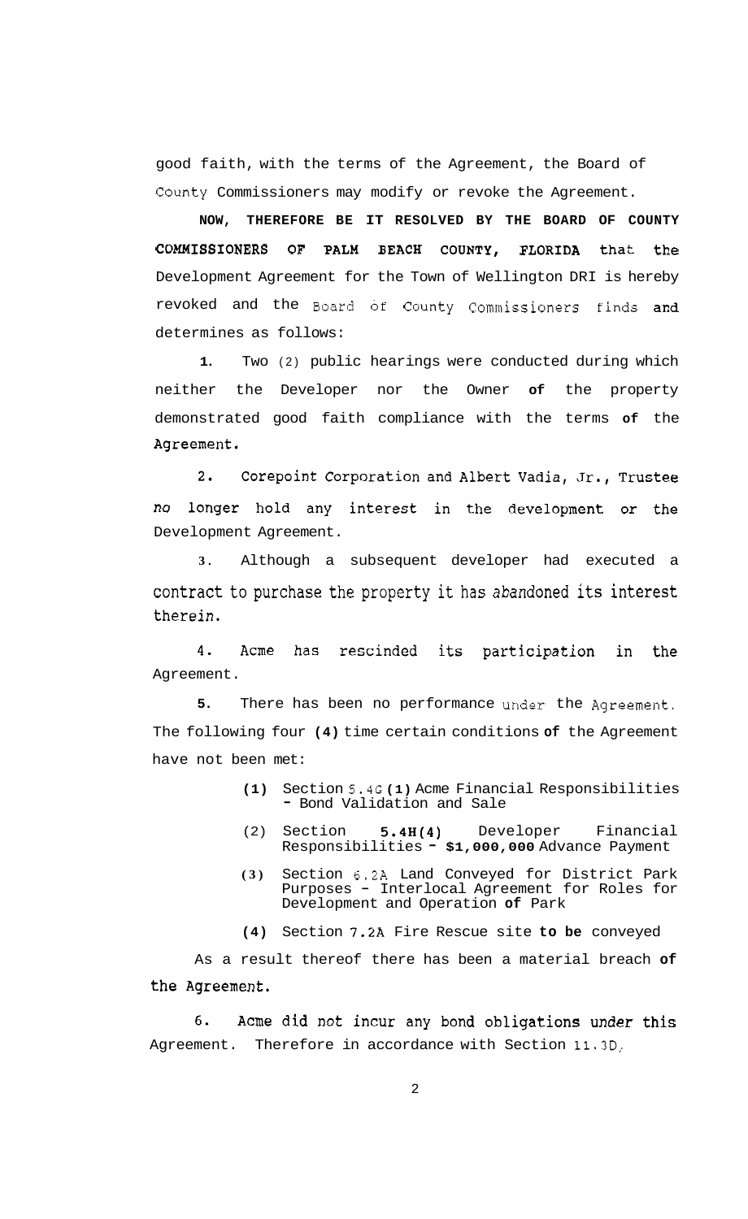good faith, with the terms of the Agreement, the Board of County Commissioners may modify or revoke the Agreement.

**NOW, THEREFORE BE IT RESOLVED BY THE BOARD OF COUNTY COMMISSIONERS OF PALM BEACH COUNTY, FLORIDA** that the Development Agreement for the Town of Wellington DRI is hereby revoked and the Board of County Commissioners finds and determines as follows:

1. Two (2) public hearings were conducted during which neither the Developer nor the Owner of the property demonstrated good faith compliance with the terms of the Agreement.

2. Corepoint Corporation and Albert Vadia, Jr., Trustee no longer hold any interest in the development or the Development Agreement.

3. Although a subsequent developer had executed a contract to purchase the property it has abandoned its interest therein.

4. Acme has rescinded its participation in the Agreement.

5. There has been no performance under the Agreement. The following four (4) time certain conditions of the Agreement have not been met:

   (1) Section 5.4G(1) Acme Financial Responsibilities - Bond Validation and Sale

   (2) Section 5.4H(4) Developer Financial Responsibilities - $1,000,000 Advance Payment

   (3) Section 6.2A Land Conveyed for District Park Purposes - Interlocal Agreement for Roles for Development and Operation of Park

   (4) Section 7.2A Fire Rescue site to be conveyed

   As a result thereof there has been a material breach of the Agreement.

6. Acme did not incur any bond obligations under this Agreement. Therefore in accordance with Section 11.3D,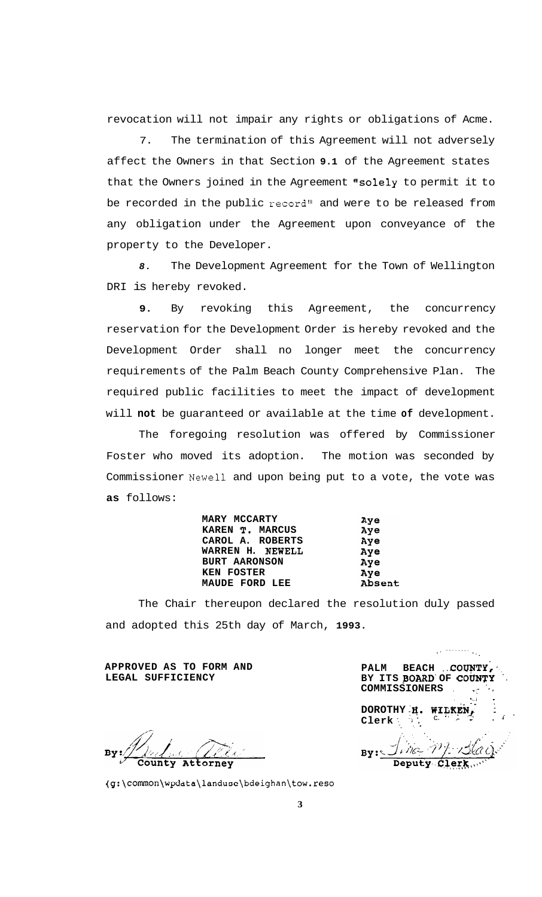revocation will not impair any rights or obligations of Acme.

7. The termination of this Agreement will not adversely affect the Owners in that Section **9.1** of the Agreement states that the Owners joined in the Agreement "solely to permit it to be recorded in the public record" and were to be released from any obligation under the Agreement upon conveyance of the property to the Developer.

*8.* The Development Agreement for the Town of Wellington DRI is hereby revoked.

**9.** By revoking this Agreement, the concurrency reservation for the Development Order is hereby revoked and the Development Order shall no longer meet the concurrency requirements of the Palm Beach County Comprehensive Plan. The required public facilities to meet the impact of development will **not** be guaranteed or available at the time **of** development.

The foregoing resolution was offered by Commissioner Foster who moved its adoption. The motion was seconded by Commissioner Newell and upon being put to a vote, the vote was **as** follows:

| | |
|---|---|
| **MARY MCCARTY** | Aye |
| **KAREN T. MARCUS** | Aye |
| **CAROL A. ROBERTS** | Aye |
| **WARREN H. NEWELL** | Aye |
| **BURT AARONSON** | Aye |
| **KEN FOSTER** | Aye |
| **MAUDE FORD LEE** | Absent |

The Chair thereupon declared the resolution duly passed and adopted this 25th day of March, **1993**.

**APPROVED AS TO FORM AND LEGAL SUFFICIENCY**

By: ______________________
County Attorney

**PALM BEACH COUNTY, BY ITS BOARD OF COUNTY COMMISSIONERS**

**DOROTHY H. WILKEN, Clerk**

By: ______________________
Deputy Clerk

(g:\common\wpdata\landuse\bdeighan\tow.reso